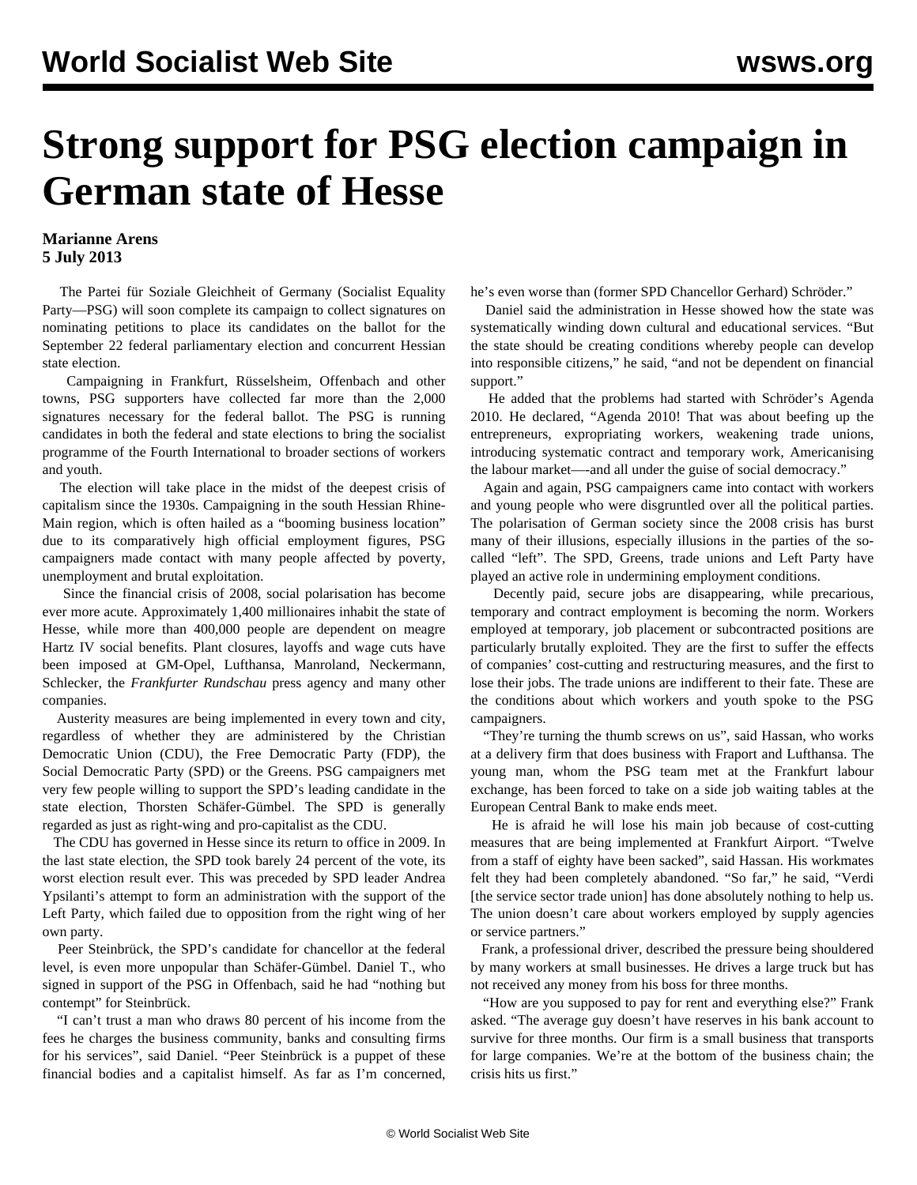# Strong support for PSG election campaign in German state of Hesse

**Marianne Arens**
**5 July 2013**

The Partei für Soziale Gleichheit of Germany (Socialist Equality Party—PSG) will soon complete its campaign to collect signatures on nominating petitions to place its candidates on the ballot for the September 22 federal parliamentary election and concurrent Hessian state election.

Campaigning in Frankfurt, Rüsselsheim, Offenbach and other towns, PSG supporters have collected far more than the 2,000 signatures necessary for the federal ballot. The PSG is running candidates in both the federal and state elections to bring the socialist programme of the Fourth International to broader sections of workers and youth.

The election will take place in the midst of the deepest crisis of capitalism since the 1930s. Campaigning in the south Hessian Rhine-Main region, which is often hailed as a "booming business location" due to its comparatively high official employment figures, PSG campaigners made contact with many people affected by poverty, unemployment and brutal exploitation.

Since the financial crisis of 2008, social polarisation has become ever more acute. Approximately 1,400 millionaires inhabit the state of Hesse, while more than 400,000 people are dependent on meagre Hartz IV social benefits. Plant closures, layoffs and wage cuts have been imposed at GM-Opel, Lufthansa, Manroland, Neckermann, Schlecker, the *Frankfurter Rundschau* press agency and many other companies.

Austerity measures are being implemented in every town and city, regardless of whether they are administered by the Christian Democratic Union (CDU), the Free Democratic Party (FDP), the Social Democratic Party (SPD) or the Greens. PSG campaigners met very few people willing to support the SPD's leading candidate in the state election, Thorsten Schäfer-Gümbel. The SPD is generally regarded as just as right-wing and pro-capitalist as the CDU.

The CDU has governed in Hesse since its return to office in 2009. In the last state election, the SPD took barely 24 percent of the vote, its worst election result ever. This was preceded by SPD leader Andrea Ypsilanti's attempt to form an administration with the support of the Left Party, which failed due to opposition from the right wing of her own party.

Peer Steinbrück, the SPD's candidate for chancellor at the federal level, is even more unpopular than Schäfer-Gümbel. Daniel T., who signed in support of the PSG in Offenbach, said he had "nothing but contempt" for Steinbrück.

"I can't trust a man who draws 80 percent of his income from the fees he charges the business community, banks and consulting firms for his services", said Daniel. "Peer Steinbrück is a puppet of these financial bodies and a capitalist himself. As far as I'm concerned, he's even worse than (former SPD Chancellor Gerhard) Schröder."

Daniel said the administration in Hesse showed how the state was systematically winding down cultural and educational services. "But the state should be creating conditions whereby people can develop into responsible citizens," he said, "and not be dependent on financial support."

He added that the problems had started with Schröder's Agenda 2010. He declared, "Agenda 2010! That was about beefing up the entrepreneurs, expropriating workers, weakening trade unions, introducing systematic contract and temporary work, Americanising the labour market—-and all under the guise of social democracy."

Again and again, PSG campaigners came into contact with workers and young people who were disgruntled over all the political parties. The polarisation of German society since the 2008 crisis has burst many of their illusions, especially illusions in the parties of the so-called "left". The SPD, Greens, trade unions and Left Party have played an active role in undermining employment conditions.

Decently paid, secure jobs are disappearing, while precarious, temporary and contract employment is becoming the norm. Workers employed at temporary, job placement or subcontracted positions are particularly brutally exploited. They are the first to suffer the effects of companies' cost-cutting and restructuring measures, and the first to lose their jobs. The trade unions are indifferent to their fate. These are the conditions about which workers and youth spoke to the PSG campaigners.

"They're turning the thumb screws on us", said Hassan, who works at a delivery firm that does business with Fraport and Lufthansa. The young man, whom the PSG team met at the Frankfurt labour exchange, has been forced to take on a side job waiting tables at the European Central Bank to make ends meet.

He is afraid he will lose his main job because of cost-cutting measures that are being implemented at Frankfurt Airport. "Twelve from a staff of eighty have been sacked", said Hassan. His workmates felt they had been completely abandoned. "So far," he said, "Verdi [the service sector trade union] has done absolutely nothing to help us. The union doesn't care about workers employed by supply agencies or service partners."

Frank, a professional driver, described the pressure being shouldered by many workers at small businesses. He drives a large truck but has not received any money from his boss for three months.

"How are you supposed to pay for rent and everything else?" Frank asked. "The average guy doesn't have reserves in his bank account to survive for three months. Our firm is a small business that transports for large companies. We're at the bottom of the business chain; the crisis hits us first."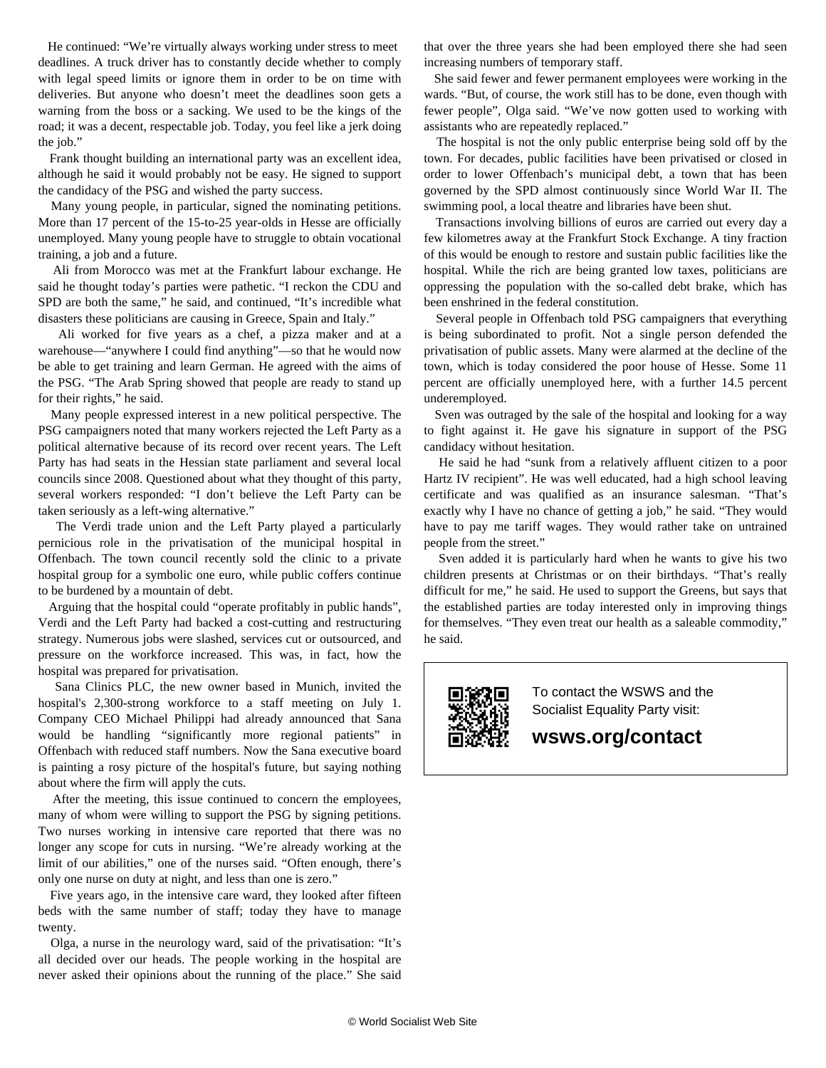He continued: "We're virtually always working under stress to meet deadlines. A truck driver has to constantly decide whether to comply with legal speed limits or ignore them in order to be on time with deliveries. But anyone who doesn't meet the deadlines soon gets a warning from the boss or a sacking. We used to be the kings of the road; it was a decent, respectable job. Today, you feel like a jerk doing the job."

Frank thought building an international party was an excellent idea, although he said it would probably not be easy. He signed to support the candidacy of the PSG and wished the party success.

Many young people, in particular, signed the nominating petitions. More than 17 percent of the 15-to-25 year-olds in Hesse are officially unemployed. Many young people have to struggle to obtain vocational training, a job and a future.

Ali from Morocco was met at the Frankfurt labour exchange. He said he thought today's parties were pathetic. "I reckon the CDU and SPD are both the same," he said, and continued, "It's incredible what disasters these politicians are causing in Greece, Spain and Italy."

Ali worked for five years as a chef, a pizza maker and at a warehouse—"anywhere I could find anything"—so that he would now be able to get training and learn German. He agreed with the aims of the PSG. "The Arab Spring showed that people are ready to stand up for their rights," he said.

Many people expressed interest in a new political perspective. The PSG campaigners noted that many workers rejected the Left Party as a political alternative because of its record over recent years. The Left Party has had seats in the Hessian state parliament and several local councils since 2008. Questioned about what they thought of this party, several workers responded: "I don't believe the Left Party can be taken seriously as a left-wing alternative."

The Verdi trade union and the Left Party played a particularly pernicious role in the privatisation of the municipal hospital in Offenbach. The town council recently sold the clinic to a private hospital group for a symbolic one euro, while public coffers continue to be burdened by a mountain of debt.

Arguing that the hospital could "operate profitably in public hands", Verdi and the Left Party had backed a cost-cutting and restructuring strategy. Numerous jobs were slashed, services cut or outsourced, and pressure on the workforce increased. This was, in fact, how the hospital was prepared for privatisation.

Sana Clinics PLC, the new owner based in Munich, invited the hospital's 2,300-strong workforce to a staff meeting on July 1. Company CEO Michael Philippi had already announced that Sana would be handling "significantly more regional patients" in Offenbach with reduced staff numbers. Now the Sana executive board is painting a rosy picture of the hospital's future, but saying nothing about where the firm will apply the cuts.

After the meeting, this issue continued to concern the employees, many of whom were willing to support the PSG by signing petitions. Two nurses working in intensive care reported that there was no longer any scope for cuts in nursing. "We're already working at the limit of our abilities," one of the nurses said. "Often enough, there's only one nurse on duty at night, and less than one is zero."

Five years ago, in the intensive care ward, they looked after fifteen beds with the same number of staff; today they have to manage twenty.

Olga, a nurse in the neurology ward, said of the privatisation: "It's all decided over our heads. The people working in the hospital are never asked their opinions about the running of the place." She said that over the three years she had been employed there she had seen increasing numbers of temporary staff.

She said fewer and fewer permanent employees were working in the wards. "But, of course, the work still has to be done, even though with fewer people", Olga said. "We've now gotten used to working with assistants who are repeatedly replaced."

The hospital is not the only public enterprise being sold off by the town. For decades, public facilities have been privatised or closed in order to lower Offenbach's municipal debt, a town that has been governed by the SPD almost continuously since World War II. The swimming pool, a local theatre and libraries have been shut.

Transactions involving billions of euros are carried out every day a few kilometres away at the Frankfurt Stock Exchange. A tiny fraction of this would be enough to restore and sustain public facilities like the hospital. While the rich are being granted low taxes, politicians are oppressing the population with the so-called debt brake, which has been enshrined in the federal constitution.

Several people in Offenbach told PSG campaigners that everything is being subordinated to profit. Not a single person defended the privatisation of public assets. Many were alarmed at the decline of the town, which is today considered the poor house of Hesse. Some 11 percent are officially unemployed here, with a further 14.5 percent underemployed.

Sven was outraged by the sale of the hospital and looking for a way to fight against it. He gave his signature in support of the PSG candidacy without hesitation.

He said he had "sunk from a relatively affluent citizen to a poor Hartz IV recipient". He was well educated, had a high school leaving certificate and was qualified as an insurance salesman. "That's exactly why I have no chance of getting a job," he said. "They would have to pay me tariff wages. They would rather take on untrained people from the street."

Sven added it is particularly hard when he wants to give his two children presents at Christmas or on their birthdays. "That's really difficult for me," he said. He used to support the Greens, but says that the established parties are today interested only in improving things for themselves. "They even treat our health as a saleable commodity," he said.

To contact the WSWS and the Socialist Equality Party visit:

**wsws.org/contact**